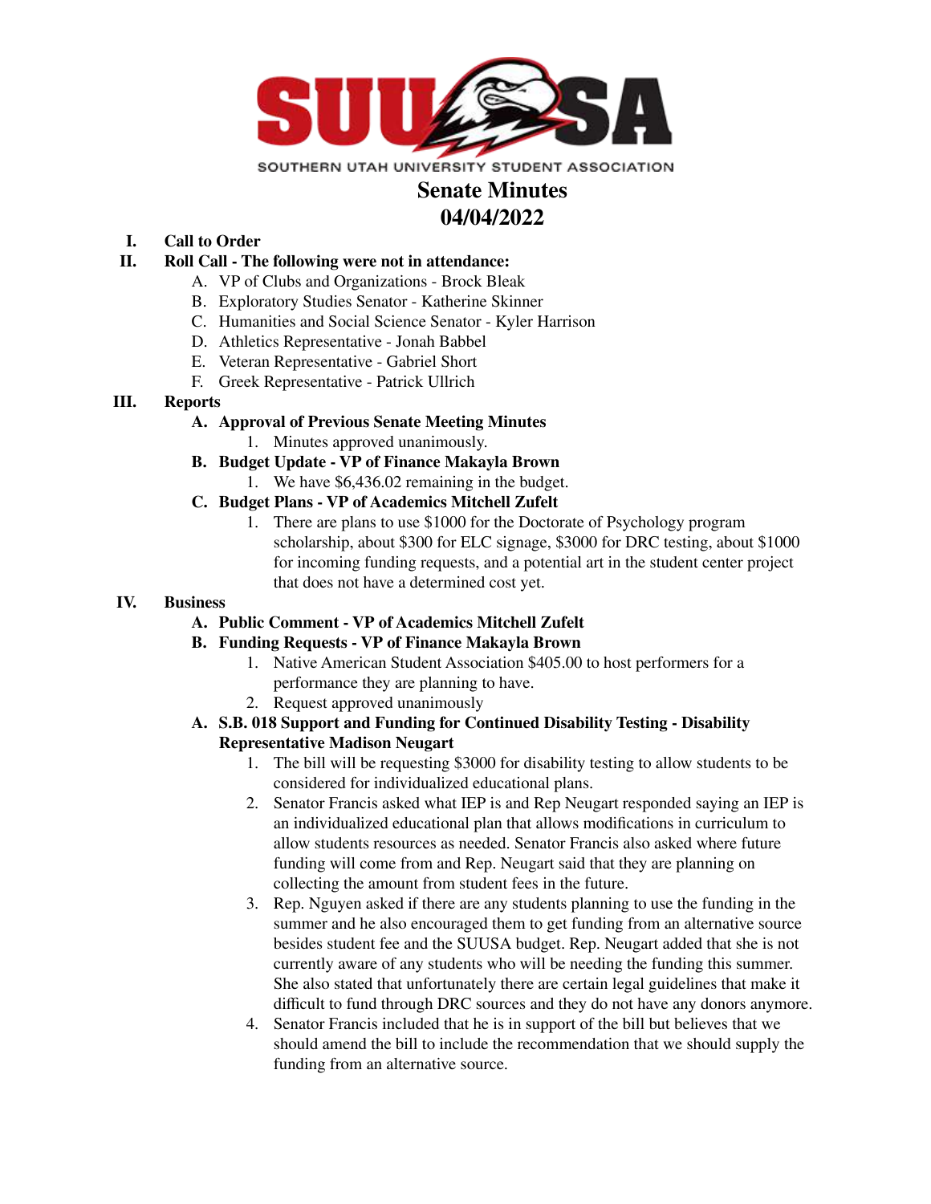SOUTHERN UTAH UNIVERSITY STUDENT ASSOCIATION

# Senate Minutes
# 04/04/2022

**I. Call to Order**

**II. Roll Call - The following were not in attendance:**

A. VP of Clubs and Organizations - Brock Bleak
B. Exploratory Studies Senator - Katherine Skinner
C. Humanities and Social Science Senator - Kyler Harrison
D. Athletics Representative - Jonah Babbel
E. Veteran Representative - Gabriel Short
F. Greek Representative - Patrick Ullrich

**III. Reports**

**A. Approval of Previous Senate Meeting Minutes**

1. Minutes approved unanimously.

**B. Budget Update - VP of Finance Makayla Brown**

1. We have $6,436.02 remaining in the budget.

**C. Budget Plans - VP of Academics Mitchell Zufelt**

1. There are plans to use $1000 for the Doctorate of Psychology program scholarship, about $300 for ELC signage, $3000 for DRC testing, about $1000 for incoming funding requests, and a potential art in the student center project that does not have a determined cost yet.

**IV. Business**

**A. Public Comment - VP of Academics Mitchell Zufelt**

**B. Funding Requests - VP of Finance Makayla Brown**

1. Native American Student Association $405.00 to host performers for a performance they are planning to have.
2. Request approved unanimously

**A. S.B. 018 Support and Funding for Continued Disability Testing - Disability Representative Madison Neugart**

1. The bill will be requesting $3000 for disability testing to allow students to be considered for individualized educational plans.
2. Senator Francis asked what IEP is and Rep Neugart responded saying an IEP is an individualized educational plan that allows modifications in curriculum to allow students resources as needed. Senator Francis also asked where future funding will come from and Rep. Neugart said that they are planning on collecting the amount from student fees in the future.
3. Rep. Nguyen asked if there are any students planning to use the funding in the summer and he also encouraged them to get funding from an alternative source besides student fee and the SUUSA budget. Rep. Neugart added that she is not currently aware of any students who will be needing the funding this summer. She also stated that unfortunately there are certain legal guidelines that make it difficult to fund through DRC sources and they do not have any donors anymore.
4. Senator Francis included that he is in support of the bill but believes that we should amend the bill to include the recommendation that we should supply the funding from an alternative source.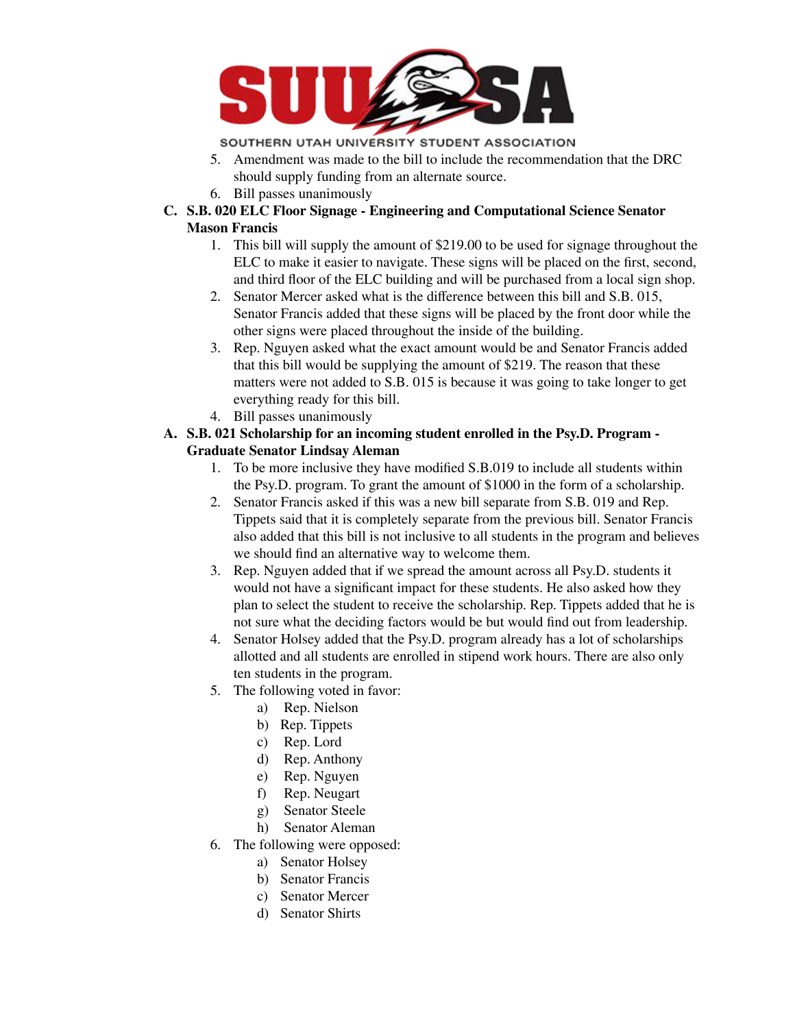5. Amendment was made to the bill to include the recommendation that the DRC should supply funding from an alternate source.
6. Bill passes unanimously

**C. S.B. 020 ELC Floor Signage - Engineering and Computational Science Senator Mason Francis**

1. This bill will supply the amount of $219.00 to be used for signage throughout the ELC to make it easier to navigate. These signs will be placed on the first, second, and third floor of the ELC building and will be purchased from a local sign shop.
2. Senator Mercer asked what is the difference between this bill and S.B. 015, Senator Francis added that these signs will be placed by the front door while the other signs were placed throughout the inside of the building.
3. Rep. Nguyen asked what the exact amount would be and Senator Francis added that this bill would be supplying the amount of $219. The reason that these matters were not added to S.B. 015 is because it was going to take longer to get everything ready for this bill.
4. Bill passes unanimously

**A. S.B. 021 Scholarship for an incoming student enrolled in the Psy.D. Program - Graduate Senator Lindsay Aleman**

1. To be more inclusive they have modified S.B.019 to include all students within the Psy.D. program. To grant the amount of $1000 in the form of a scholarship.
2. Senator Francis asked if this was a new bill separate from S.B. 019 and Rep. Tippets said that it is completely separate from the previous bill. Senator Francis also added that this bill is not inclusive to all students in the program and believes we should find an alternative way to welcome them.
3. Rep. Nguyen added that if we spread the amount across all Psy.D. students it would not have a significant impact for these students. He also asked how they plan to select the student to receive the scholarship. Rep. Tippets added that he is not sure what the deciding factors would be but would find out from leadership.
4. Senator Holsey added that the Psy.D. program already has a lot of scholarships allotted and all students are enrolled in stipend work hours. There are also only ten students in the program.
5. The following voted in favor:
   a) Rep. Nielson
   b) Rep. Tippets
   c) Rep. Lord
   d) Rep. Anthony
   e) Rep. Nguyen
   f) Rep. Neugart
   g) Senator Steele
   h) Senator Aleman
6. The following were opposed:
   a) Senator Holsey
   b) Senator Francis
   c) Senator Mercer
   d) Senator Shirts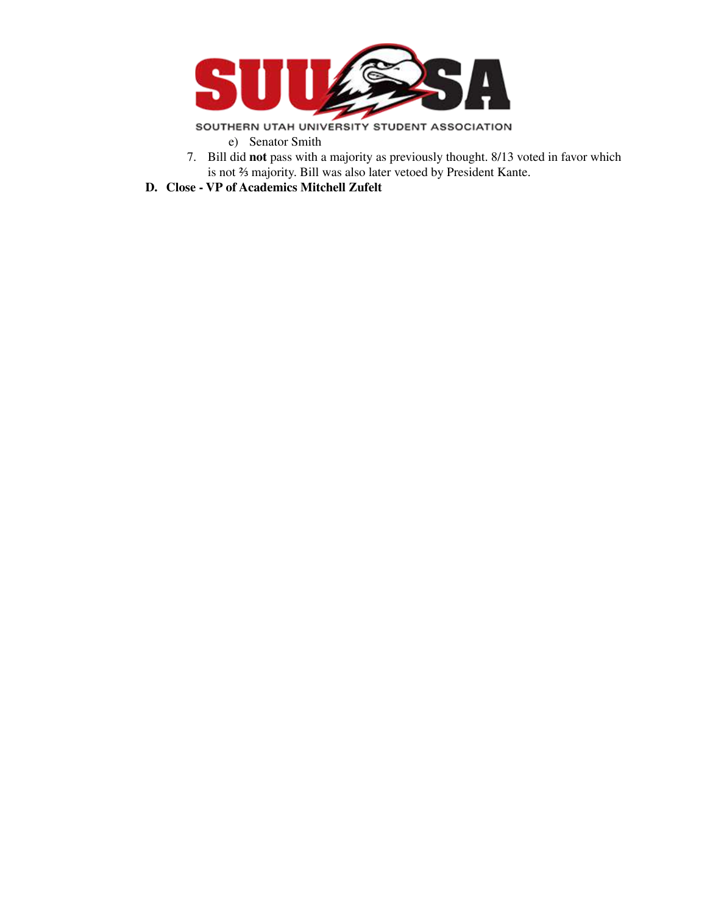e) Senator Smith

7. Bill did **not** pass with a majority as previously thought. 8/13 voted in favor which is not ⅔ majority. Bill was also later vetoed by President Kante.

**D. Close - VP of Academics Mitchell Zufelt**